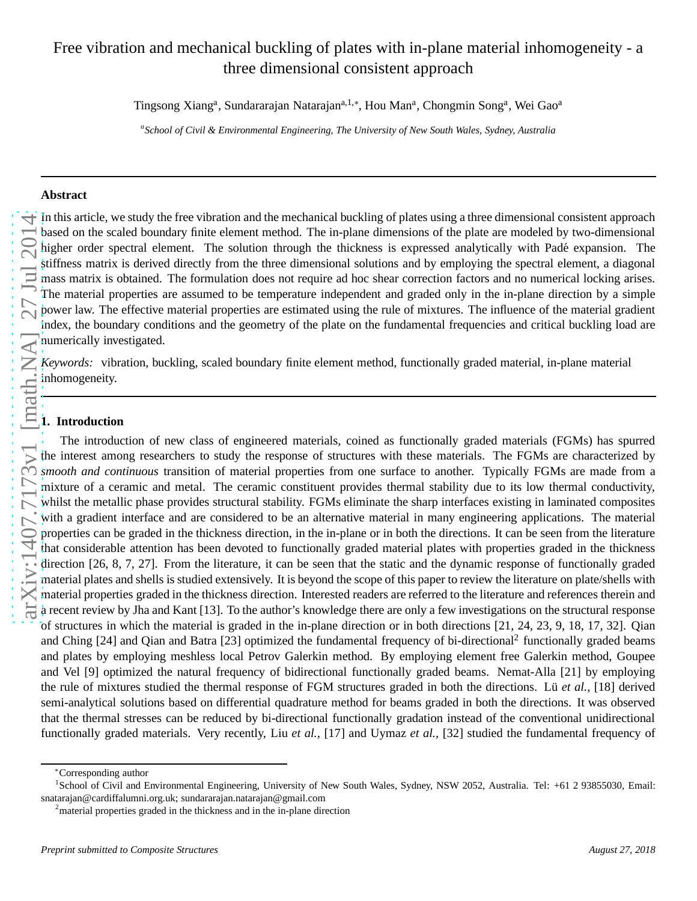# Free vibration and mechanical buckling of plates with in-plane material inhomogeneity - a three dimensional consistent approach

Tingsong Xiang[a], Sundararajan Natarajan[a,1,*], Hou Man[a], Chongmin Song[a], Wei Gao[a]

[a]*School of Civil & Environmental Engineering, The University of New South Wales, Sydney, Australia*

---

**Abstract**

In this article, we study the free vibration and the mechanical buckling of plates using a three dimensional consistent approach based on the scaled boundary finite element method. The in-plane dimensions of the plate are modeled by two-dimensional higher order spectral element. The solution through the thickness is expressed analytically with Padé expansion. The stiffness matrix is derived directly from the three dimensional solutions and by employing the spectral element, a diagonal mass matrix is obtained. The formulation does not require ad hoc shear correction factors and no numerical locking arises. The material properties are assumed to be temperature independent and graded only in the in-plane direction by a simple power law. The effective material properties are estimated using the rule of mixtures. The influence of the material gradient index, the boundary conditions and the geometry of the plate on the fundamental frequencies and critical buckling load are numerically investigated.

*Keywords:* vibration, buckling, scaled boundary finite element method, functionally graded material, in-plane material inhomogeneity.

---

## 1. Introduction

The introduction of new class of engineered materials, coined as functionally graded materials (FGMs) has spurred the interest among researchers to study the response of structures with these materials. The FGMs are characterized by *smooth and continuous* transition of material properties from one surface to another. Typically FGMs are made from a mixture of a ceramic and metal. The ceramic constituent provides thermal stability due to its low thermal conductivity, whilst the metallic phase provides structural stability. FGMs eliminate the sharp interfaces existing in laminated composites with a gradient interface and are considered to be an alternative material in many engineering applications. The material properties can be graded in the thickness direction, in the in-plane or in both the directions. It can be seen from the literature that considerable attention has been devoted to functionally graded material plates with properties graded in the thickness direction [26, 8, 7, 27]. From the literature, it can be seen that the static and the dynamic response of functionally graded material plates and shells is studied extensively. It is beyond the scope of this paper to review the literature on plate/shells with material properties graded in the thickness direction. Interested readers are referred to the literature and references therein and a recent review by Jha and Kant [13]. To the author's knowledge there are only a few investigations on the structural response of structures in which the material is graded in the in-plane direction or in both directions [21, 24, 23, 9, 18, 17, 32]. Qian and Ching [24] and Qian and Batra [23] optimized the fundamental frequency of bi-directional[2] functionally graded beams and plates by employing meshless local Petrov Galerkin method. By employing element free Galerkin method, Goupee and Vel [9] optimized the natural frequency of bidirectional functionally graded beams. Nemat-Alla [21] by employing the rule of mixtures studied the thermal response of FGM structures graded in both the directions. Lü *et al.,* [18] derived semi-analytical solutions based on differential quadrature method for beams graded in both the directions. It was observed that the thermal stresses can be reduced by bi-directional functionally gradation instead of the conventional unidirectional functionally graded materials. Very recently, Liu *et al.,* [17] and Uymaz *et al.,* [32] studied the fundamental frequency of

---

*Corresponding author

[1]School of Civil and Environmental Engineering, University of New South Wales, Sydney, NSW 2052, Australia. Tel: +61 2 93855030, Email: snatarajan@cardiffalumni.org.uk; sundararajan.natarajan@gmail.com

[2]material properties graded in the thickness and in the in-plane direction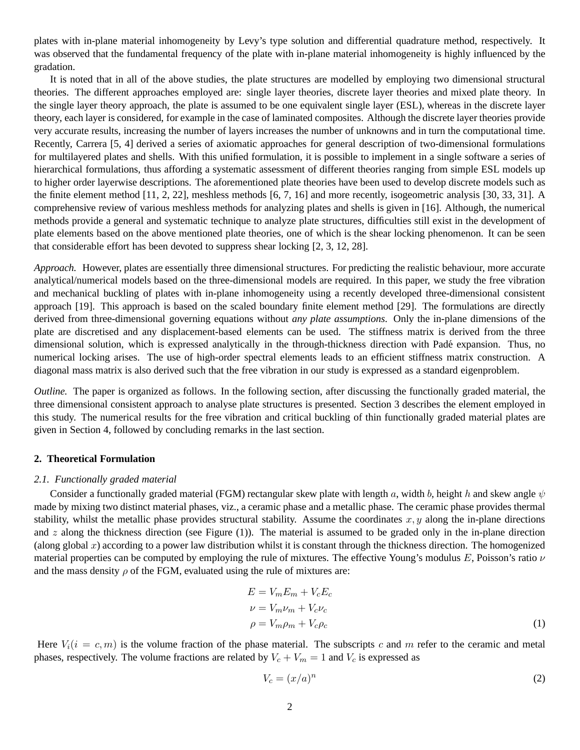plates with in-plane material inhomogeneity by Levy's type solution and differential quadrature method, respectively. It was observed that the fundamental frequency of the plate with in-plane material inhomogeneity is highly influenced by the gradation.

It is noted that in all of the above studies, the plate structures are modelled by employing two dimensional structural theories. The different approaches employed are: single layer theories, discrete layer theories and mixed plate theory. In the single layer theory approach, the plate is assumed to be one equivalent single layer (ESL), whereas in the discrete layer theory, each layer is considered, for example in the case of laminated composites. Although the discrete layer theories provide very accurate results, increasing the number of layers increases the number of unknowns and in turn the computational time. Recently, Carrera [5, 4] derived a series of axiomatic approaches for general description of two-dimensional formulations for multilayered plates and shells. With this unified formulation, it is possible to implement in a single software a series of hierarchical formulations, thus affording a systematic assessment of different theories ranging from simple ESL models up to higher order layerwise descriptions. The aforementioned plate theories have been used to develop discrete models such as the finite element method [11, 2, 22], meshless methods [6, 7, 16] and more recently, isogeometric analysis [30, 33, 31]. A comprehensive review of various meshless methods for analyzing plates and shells is given in [16]. Although, the numerical methods provide a general and systematic technique to analyze plate structures, difficulties still exist in the development of plate elements based on the above mentioned plate theories, one of which is the shear locking phenomenon. It can be seen that considerable effort has been devoted to suppress shear locking [2, 3, 12, 28].

*Approach.* However, plates are essentially three dimensional structures. For predicting the realistic behaviour, more accurate analytical/numerical models based on the three-dimensional models are required. In this paper, we study the free vibration and mechanical buckling of plates with in-plane inhomogeneity using a recently developed three-dimensional consistent approach [19]. This approach is based on the scaled boundary finite element method [29]. The formulations are directly derived from three-dimensional governing equations without *any plate assumptions*. Only the in-plane dimensions of the plate are discretised and any displacement-based elements can be used. The stiffness matrix is derived from the three dimensional solution, which is expressed analytically in the through-thickness direction with Padé expansion. Thus, no numerical locking arises. The use of high-order spectral elements leads to an efficient stiffness matrix construction. A diagonal mass matrix is also derived such that the free vibration in our study is expressed as a standard eigenproblem.

*Outline.* The paper is organized as follows. In the following section, after discussing the functionally graded material, the three dimensional consistent approach to analyse plate structures is presented. Section 3 describes the element employed in this study. The numerical results for the free vibration and critical buckling of thin functionally graded material plates are given in Section 4, followed by concluding remarks in the last section.

## 2. Theoretical Formulation

### *2.1. Functionally graded material*

Consider a functionally graded material (FGM) rectangular skew plate with length $a$, width $b$, height $h$ and skew angle $\psi$ made by mixing two distinct material phases, viz., a ceramic phase and a metallic phase. The ceramic phase provides thermal stability, whilst the metallic phase provides structural stability. Assume the coordinates $x, y$ along the in-plane directions and $z$ along the thickness direction (see Figure (1)). The material is assumed to be graded only in the in-plane direction (along global $x$) according to a power law distribution whilst it is constant through the thickness direction. The homogenized material properties can be computed by employing the rule of mixtures. The effective Young's modulus $E$, Poisson's ratio $\nu$ and the mass density $\rho$ of the FGM, evaluated using the rule of mixtures are:

$$
\begin{aligned}
E &= V_m E_m + V_c E_c \\
\nu &= V_m \nu_m + V_c \nu_c \\
\rho &= V_m \rho_m + V_c \rho_c
\end{aligned}
\tag{1}
$$

Here $V_i (i = c, m)$ is the volume fraction of the phase material. The subscripts $c$ and $m$ refer to the ceramic and metal phases, respectively. The volume fractions are related by $V_c + V_m = 1$ and $V_c$ is expressed as

$$
V_c = (x/a)^n \tag{2}
$$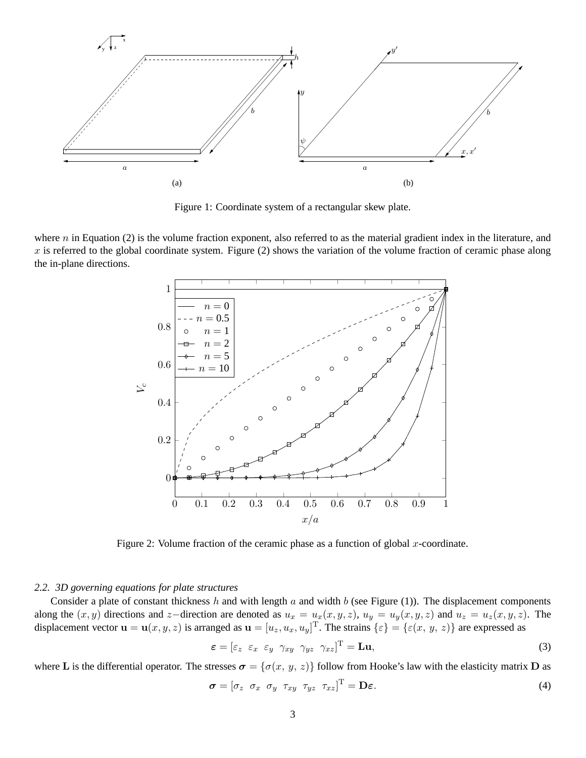Figure 1: Coordinate system of a rectangular skew plate.

where $n$ in Equation (2) is the volume fraction exponent, also referred to as the material gradient index in the literature, and $x$ is referred to the global coordinate system. Figure (2) shows the variation of the volume fraction of ceramic phase along the in-plane directions.

Figure 2: Volume fraction of the ceramic phase as a function of global $x$-coordinate.

### *2.2. 3D governing equations for plate structures*

Consider a plate of constant thickness $h$ and with length $a$ and width $b$ (see Figure (1)). The displacement components along the $(x, y)$ directions and $z-$direction are denoted as $u_x = u_x(x, y, z)$, $u_y = u_y(x, y, z)$ and $u_z = u_z(x, y, z)$. The displacement vector $\mathbf{u} = \mathbf{u}(x, y, z)$ is arranged as $\mathbf{u} = [u_z, u_x, u_y]^{\mathrm{T}}$. The strains $\{\varepsilon\} = \{\varepsilon(x,\ y,\ z)\}$ are expressed as

$$\boldsymbol{\varepsilon} = [\varepsilon_z \ \ \varepsilon_x \ \ \varepsilon_y \ \ \gamma_{xy} \ \ \gamma_{yz} \ \ \gamma_{xz}]^{\mathrm{T}} = \mathbf{L}\mathbf{u}, \tag{3}$$

where $\mathbf{L}$ is the differential operator. The stresses $\boldsymbol{\sigma} = \{\sigma(x,\ y,\ z)\}$ follow from Hooke's law with the elasticity matrix $\mathbf{D}$ as

$$\boldsymbol{\sigma} = [\sigma_z \ \ \sigma_x \ \ \sigma_y \ \ \tau_{xy} \ \ \tau_{yz} \ \ \tau_{xz}]^{\mathrm{T}} = \mathbf{D}\boldsymbol{\varepsilon}. \tag{4}$$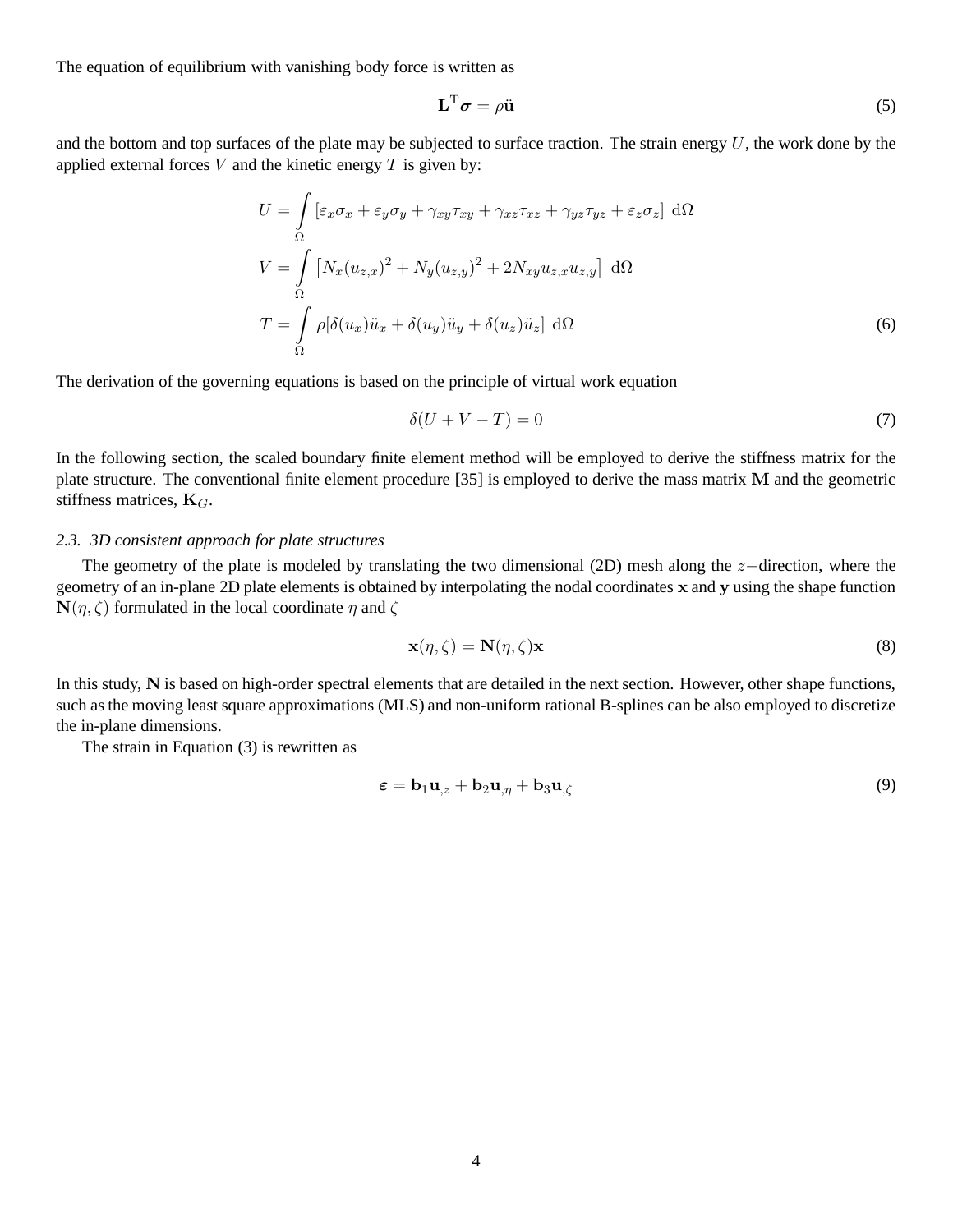The equation of equilibrium with vanishing body force is written as

$$\mathbf{L}^{\mathrm{T}}\boldsymbol{\sigma} = \rho\ddot{\mathbf{u}} \tag{5}$$

and the bottom and top surfaces of the plate may be subjected to surface traction. The strain energy $U$, the work done by the applied external forces $V$ and the kinetic energy $T$ is given by:

$$\begin{aligned}
U &= \int\limits_{\Omega} \left[\varepsilon_x\sigma_x + \varepsilon_y\sigma_y + \gamma_{xy}\tau_{xy} + \gamma_{xz}\tau_{xz} + \gamma_{yz}\tau_{yz} + \varepsilon_z\sigma_z\right]\, \mathrm{d}\Omega \\
V &= \int\limits_{\Omega} \left[N_x(u_{z,x})^2 + N_y(u_{z,y})^2 + 2N_{xy}u_{z,x}u_{z,y}\right]\, \mathrm{d}\Omega \\
T &= \int\limits_{\Omega} \rho[\delta(u_x)\ddot{u}_x + \delta(u_y)\ddot{u}_y + \delta(u_z)\ddot{u}_z]\, \mathrm{d}\Omega
\end{aligned} \tag{6}$$

The derivation of the governing equations is based on the principle of virtual work equation

$$\delta(U + V - T) = 0 \tag{7}$$

In the following section, the scaled boundary finite element method will be employed to derive the stiffness matrix for the plate structure. The conventional finite element procedure [35] is employed to derive the mass matrix $\mathbf{M}$ and the geometric stiffness matrices, $\mathbf{K}_G$.

### *2.3. 3D consistent approach for plate structures*

The geometry of the plate is modeled by translating the two dimensional (2D) mesh along the $z-$direction, where the geometry of an in-plane 2D plate elements is obtained by interpolating the nodal coordinates $\mathbf{x}$ and $\mathbf{y}$ using the shape function $\mathbf{N}(\eta, \zeta)$ formulated in the local coordinate $\eta$ and $\zeta$

$$\mathbf{x}(\eta, \zeta) = \mathbf{N}(\eta, \zeta)\mathbf{x} \tag{8}$$

In this study, $\mathbf{N}$ is based on high-order spectral elements that are detailed in the next section. However, other shape functions, such as the moving least square approximations (MLS) and non-uniform rational B-splines can be also employed to discretize the in-plane dimensions.

The strain in Equation (3) is rewritten as

$$\boldsymbol{\varepsilon} = \mathbf{b}_1\mathbf{u}_{,z} + \mathbf{b}_2\mathbf{u}_{,\eta} + \mathbf{b}_3\mathbf{u}_{,\zeta} \tag{9}$$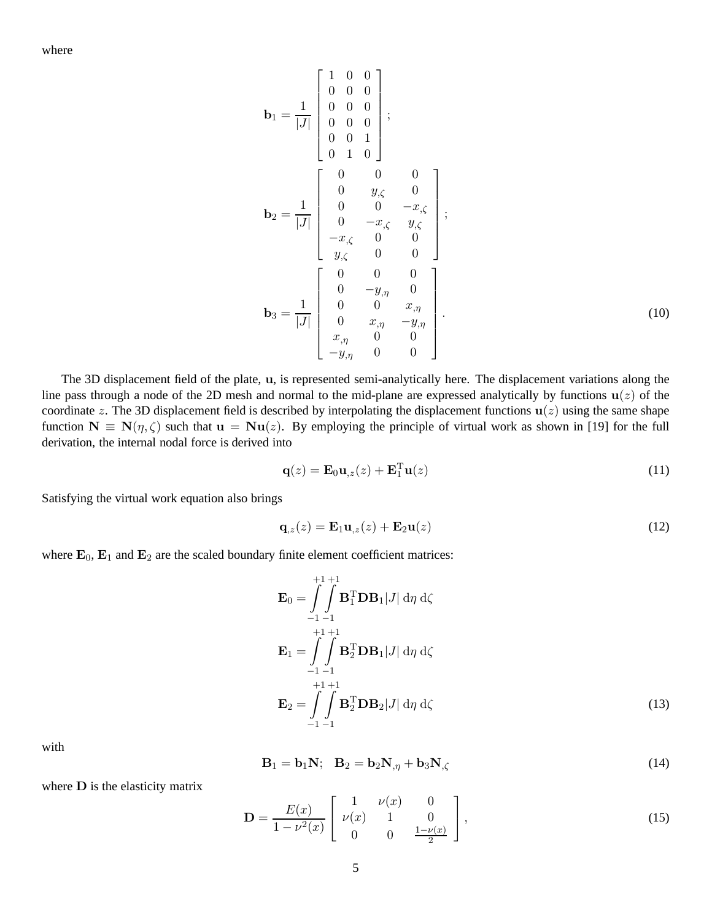where

$$
\mathbf{b}_1 = \frac{1}{|J|} \begin{bmatrix} 1 & 0 & 0 \\ 0 & 0 & 0 \\ 0 & 0 & 0 \\ 0 & 0 & 0 \\ 0 & 0 & 1 \\ 0 & 1 & 0 \end{bmatrix};
$$

$$
\mathbf{b}_2 = \frac{1}{|J|} \begin{bmatrix} 0 & 0 & 0 \\ 0 & y_{,\zeta} & 0 \\ 0 & 0 & -x_{,\zeta} \\ 0 & -x_{,\zeta} & y_{,\zeta} \\ -x_{,\zeta} & 0 & 0 \\ y_{,\zeta} & 0 & 0 \end{bmatrix};
$$

$$
\mathbf{b}_3 = \frac{1}{|J|} \begin{bmatrix} 0 & 0 & 0 \\ 0 & -y_{,\eta} & 0 \\ 0 & 0 & x_{,\eta} \\ 0 & x_{,\eta} & -y_{,\eta} \\ x_{,\eta} & 0 & 0 \\ -y_{,\eta} & 0 & 0 \end{bmatrix}. \tag{10}
$$

The 3D displacement field of the plate, $\mathbf{u}$, is represented semi-analytically here. The displacement variations along the line pass through a node of the 2D mesh and normal to the mid-plane are expressed analytically by functions $\mathbf{u}(z)$ of the coordinate $z$. The 3D displacement field is described by interpolating the displacement functions $\mathbf{u}(z)$ using the same shape function $\mathbf{N} \equiv \mathbf{N}(\eta, \zeta)$ such that $\mathbf{u} = \mathbf{N}\mathbf{u}(z)$. By employing the principle of virtual work as shown in [19] for the full derivation, the internal nodal force is derived into

$$
\mathbf{q}(z) = \mathbf{E}_0 \mathbf{u}_{,z}(z) + \mathbf{E}_1^{\mathrm{T}} \mathbf{u}(z) \tag{11}
$$

Satisfying the virtual work equation also brings

$$
\mathbf{q}_{,z}(z) = \mathbf{E}_1 \mathbf{u}_{,z}(z) + \mathbf{E}_2 \mathbf{u}(z) \tag{12}
$$

where $\mathbf{E}_0$, $\mathbf{E}_1$ and $\mathbf{E}_2$ are the scaled boundary finite element coefficient matrices:

$$
\begin{aligned}
\mathbf{E}_0 &= \int_{-1}^{+1}\int_{-1}^{+1} \mathbf{B}_1^{\mathrm{T}} \mathbf{D} \mathbf{B}_1 |J| \, \mathrm{d}\eta \, \mathrm{d}\zeta \\
\mathbf{E}_1 &= \int_{-1}^{+1}\int_{-1}^{+1} \mathbf{B}_2^{\mathrm{T}} \mathbf{D} \mathbf{B}_1 |J| \, \mathrm{d}\eta \, \mathrm{d}\zeta \\
\mathbf{E}_2 &= \int_{-1}^{+1}\int_{-1}^{+1} \mathbf{B}_2^{\mathrm{T}} \mathbf{D} \mathbf{B}_2 |J| \, \mathrm{d}\eta \, \mathrm{d}\zeta
\end{aligned} \tag{13}
$$

with

$$
\mathbf{B}_1 = \mathbf{b}_1 \mathbf{N}; \quad \mathbf{B}_2 = \mathbf{b}_2 \mathbf{N}_{,\eta} + \mathbf{b}_3 \mathbf{N}_{,\zeta} \tag{14}
$$

where $\mathbf{D}$ is the elasticity matrix

$$
\mathbf{D} = \frac{E(x)}{1-\nu^2(x)} \begin{bmatrix} 1 & \nu(x) & 0 \\ \nu(x) & 1 & 0 \\ 0 & 0 & \frac{1-\nu(x)}{2} \end{bmatrix}, \tag{15}
$$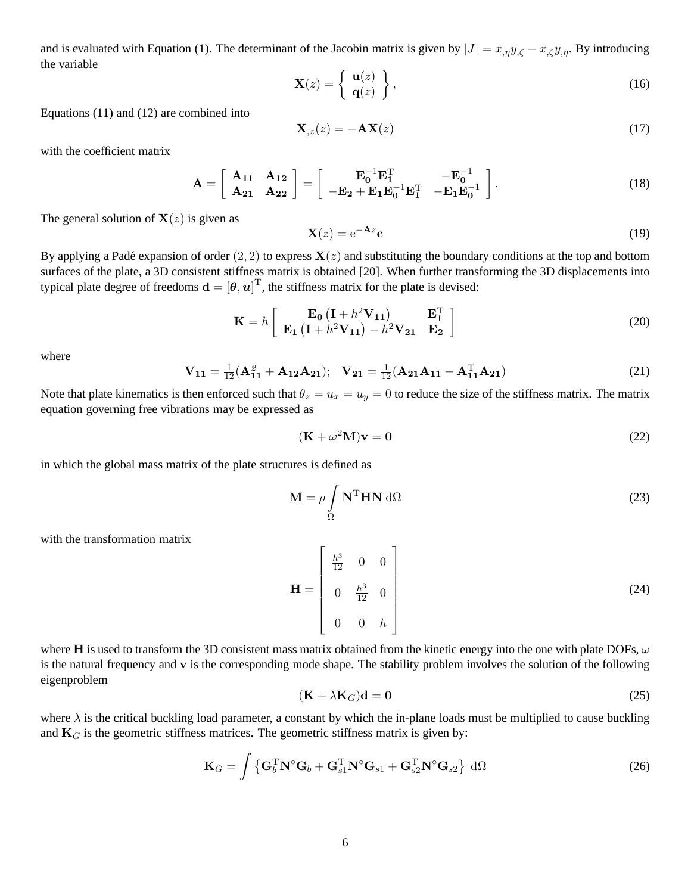and is evaluated with Equation (1). The determinant of the Jacobin matrix is given by $|J| = x_{,\eta} y_{,\zeta} - x_{,\zeta} y_{,\eta}$. By introducing the variable

$$\mathbf{X}(z) = \left\{ \begin{array}{c} \mathbf{u}(z) \\ \mathbf{q}(z) \end{array} \right\}, \tag{16}$$

Equations (11) and (12) are combined into

$$\mathbf{X}_{,z}(z) = -\mathbf{A}\mathbf{X}(z) \tag{17}$$

with the coefficient matrix

$$\mathbf{A} = \left[ \begin{array}{cc} \mathbf{A_{11}} & \mathbf{A_{12}} \\ \mathbf{A_{21}} & \mathbf{A_{22}} \end{array} \right] = \left[ \begin{array}{cc} \mathbf{E_0}^{-1}\mathbf{E_1}^{\mathrm{T}} & -\mathbf{E_0}^{-1} \\ -\mathbf{E_2} + \mathbf{E_1}\mathbf{E}_0^{-1}\mathbf{E_1}^{\mathrm{T}} & -\mathbf{E_1}\mathbf{E_0}^{-1} \end{array} \right]. \tag{18}$$

The general solution of $\mathbf{X}(z)$ is given as

$$\mathbf{X}(z) = \mathrm{e}^{-\mathbf{A}z}\mathbf{c} \tag{19}$$

By applying a Padé expansion of order $(2, 2)$ to express $\mathbf{X}(z)$ and substituting the boundary conditions at the top and bottom surfaces of the plate, a 3D consistent stiffness matrix is obtained [20]. When further transforming the 3D displacements into typical plate degree of freedoms $\mathbf{d} = [\boldsymbol{\theta}, \boldsymbol{u}]^{\mathrm{T}}$, the stiffness matrix for the plate is devised:

$$\mathbf{K} = h \left[ \begin{array}{cc} \mathbf{E_0}\left(\mathbf{I} + h^2\mathbf{V_{11}}\right) & \mathbf{E_1}^{\mathrm{T}} \\ \mathbf{E_1}\left(\mathbf{I} + h^2\mathbf{V_{11}}\right) - h^2\mathbf{V_{21}} & \mathbf{E_2} \end{array} \right] \tag{20}$$

where

$$\mathbf{V_{11}} = \tfrac{1}{12}(\mathbf{A}_{\mathbf{11}}^{2} + \mathbf{A_{12}}\mathbf{A_{21}}); \quad \mathbf{V_{21}} = \tfrac{1}{12}(\mathbf{A_{21}}\mathbf{A_{11}} - \mathbf{A}_{\mathbf{11}}^{\mathrm{T}}\mathbf{A_{21}}) \tag{21}$$

Note that plate kinematics is then enforced such that $\theta_z = u_x = u_y = 0$ to reduce the size of the stiffness matrix. The matrix equation governing free vibrations may be expressed as

$$(\mathbf{K} + \omega^2\mathbf{M})\mathbf{v} = \mathbf{0} \tag{22}$$

in which the global mass matrix of the plate structures is defined as

$$\mathbf{M} = \rho \int_{\Omega} \mathbf{N}^{\mathrm{T}}\mathbf{H}\mathbf{N}\,\mathrm{d}\Omega \tag{23}$$

with the transformation matrix

$$\mathbf{H} = \left[ \begin{array}{ccc} \frac{h^3}{12} & 0 & 0 \\ 0 & \frac{h^3}{12} & 0 \\ 0 & 0 & h \end{array} \right] \tag{24}$$

where $\mathbf{H}$ is used to transform the 3D consistent mass matrix obtained from the kinetic energy into the one with plate DOFs, $\omega$ is the natural frequency and $\mathbf{v}$ is the corresponding mode shape. The stability problem involves the solution of the following eigenproblem

$$(\mathbf{K} + \lambda\mathbf{K}_G)\mathbf{d} = \mathbf{0} \tag{25}$$

where $\lambda$ is the critical buckling load parameter, a constant by which the in-plane loads must be multiplied to cause buckling and $\mathbf{K}_G$ is the geometric stiffness matrices. The geometric stiffness matrix is given by:

$$\mathbf{K}_G = \int \left\{ \mathbf{G}_b^{\mathrm{T}}\mathbf{N}^{\circ}\mathbf{G}_b + \mathbf{G}_{s1}^{\mathrm{T}}\mathbf{N}^{\circ}\mathbf{G}_{s1} + \mathbf{G}_{s2}^{\mathrm{T}}\mathbf{N}^{\circ}\mathbf{G}_{s2} \right\}\,\mathrm{d}\Omega \tag{26}$$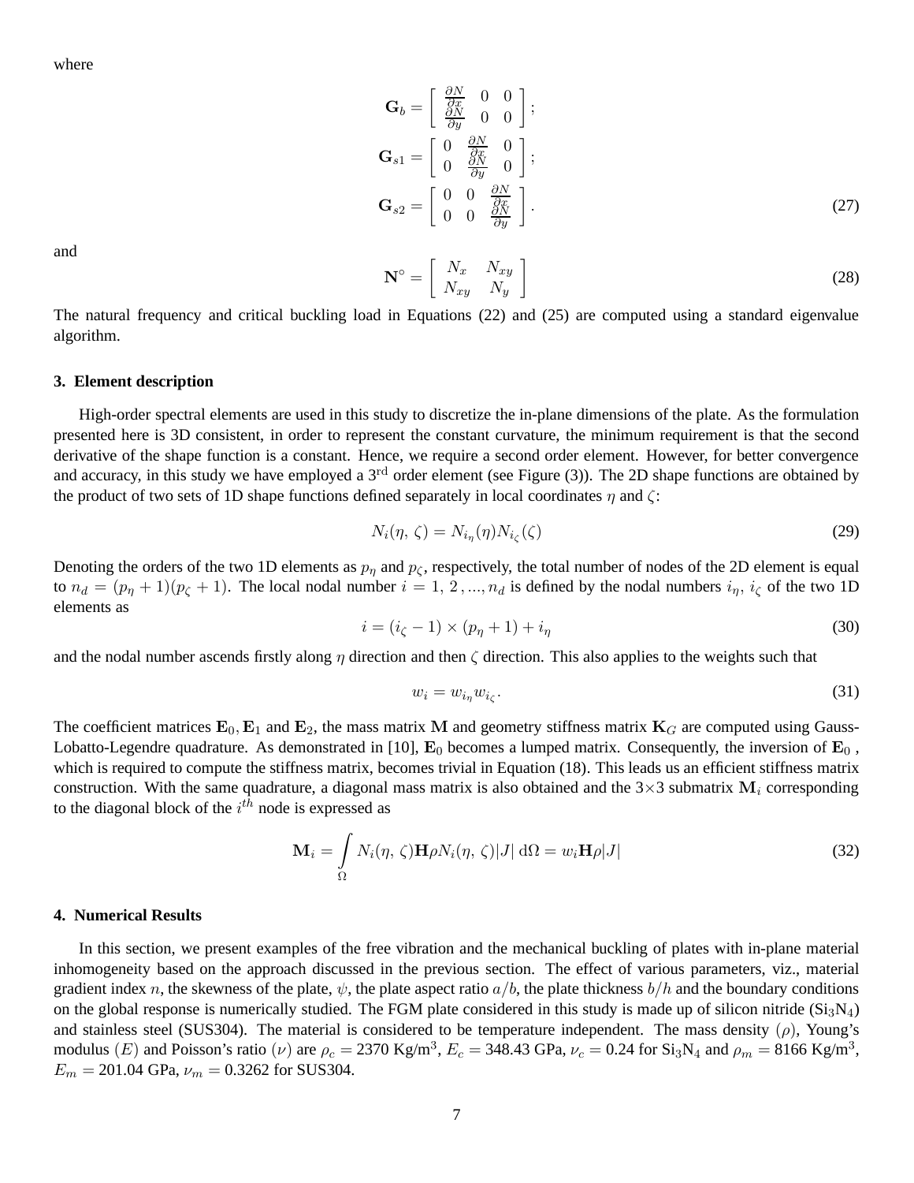where

$$
\mathbf{G}_b = \begin{bmatrix} \frac{\partial N}{\partial x} & 0 & 0 \\ \frac{\partial N}{\partial y} & 0 & 0 \end{bmatrix};
$$

$$
\mathbf{G}_{s1} = \begin{bmatrix} 0 & \frac{\partial N}{\partial x} & 0 \\ 0 & \frac{\partial N}{\partial y} & 0 \end{bmatrix};
$$

$$
\mathbf{G}_{s2} = \begin{bmatrix} 0 & 0 & \frac{\partial N}{\partial x} \\ 0 & 0 & \frac{\partial N}{\partial y} \end{bmatrix}. \tag{27}
$$

and

$$
\mathbf{N}^{\circ} = \begin{bmatrix} N_x & N_{xy} \\ N_{xy} & N_y \end{bmatrix} \tag{28}
$$

The natural frequency and critical buckling load in Equations (22) and (25) are computed using a standard eigenvalue algorithm.

## 3. Element description

High-order spectral elements are used in this study to discretize the in-plane dimensions of the plate. As the formulation presented here is 3D consistent, in order to represent the constant curvature, the minimum requirement is that the second derivative of the shape function is a constant. Hence, we require a second order element. However, for better convergence and accuracy, in this study we have employed a $3^{\mathrm{rd}}$ order element (see Figure (3)). The 2D shape functions are obtained by the product of two sets of 1D shape functions defined separately in local coordinates $\eta$ and $\zeta$:

$$
N_i(\eta,\, \zeta) = N_{i_\eta}(\eta) N_{i_\zeta}(\zeta) \tag{29}
$$

Denoting the orders of the two 1D elements as $p_\eta$ and $p_\zeta$, respectively, the total number of nodes of the 2D element is equal to $n_d = (p_\eta + 1)(p_\zeta + 1)$. The local nodal number $i = 1,\, 2\,, ..., n_d$ is defined by the nodal numbers $i_\eta$, $i_\zeta$ of the two 1D elements as

$$
i = (i_\zeta - 1) \times (p_\eta + 1) + i_\eta \tag{30}
$$

and the nodal number ascends firstly along $\eta$ direction and then $\zeta$ direction. This also applies to the weights such that

$$
w_i = w_{i_\eta} w_{i_\zeta}. \tag{31}
$$

The coefficient matrices $\mathbf{E}_0, \mathbf{E}_1$ and $\mathbf{E}_2$, the mass matrix $\mathbf{M}$ and geometry stiffness matrix $\mathbf{K}_G$ are computed using Gauss-Lobatto-Legendre quadrature. As demonstrated in [10], $\mathbf{E}_0$ becomes a lumped matrix. Consequently, the inversion of $\mathbf{E}_0$ , which is required to compute the stiffness matrix, becomes trivial in Equation (18). This leads us an efficient stiffness matrix construction. With the same quadrature, a diagonal mass matrix is also obtained and the $3\times 3$ submatrix $\mathbf{M}_i$ corresponding to the diagonal block of the $i^{th}$ node is expressed as

$$
\mathbf{M}_i = \int\limits_{\Omega} N_i(\eta,\, \zeta) \mathbf{H} \rho N_i(\eta,\, \zeta) |J| \, \mathrm{d}\Omega = w_i \mathbf{H} \rho |J| \tag{32}
$$

## 4. Numerical Results

In this section, we present examples of the free vibration and the mechanical buckling of plates with in-plane material inhomogeneity based on the approach discussed in the previous section. The effect of various parameters, viz., material gradient index $n$, the skewness of the plate, $\psi$, the plate aspect ratio $a/b$, the plate thickness $b/h$ and the boundary conditions on the global response is numerically studied. The FGM plate considered in this study is made up of silicon nitride ($Si_3N_4$) and stainless steel (SUS304). The material is considered to be temperature independent. The mass density ($\rho$), Young's modulus ($E$) and Poisson's ratio ($\nu$) are $\rho_c = 2370$ Kg/m$^3$, $E_c = 348.43$ GPa, $\nu_c = 0.24$ for $Si_3N_4$ and $\rho_m = 8166$ Kg/m$^3$, $E_m = 201.04$ GPa, $\nu_m = 0.3262$ for SUS304.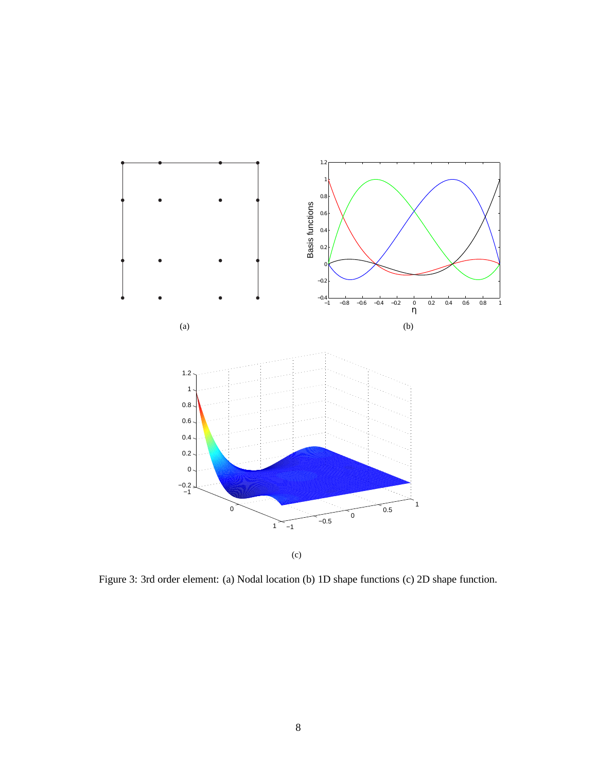(a)

(b)

(c)

Figure 3: 3rd order element: (a) Nodal location (b) 1D shape functions (c) 2D shape function.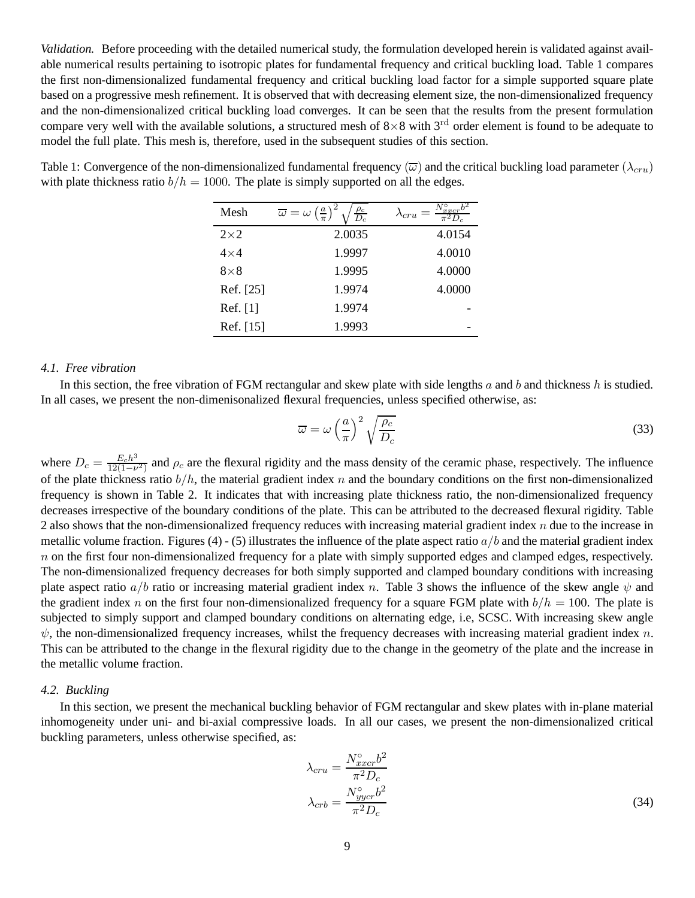*Validation.* Before proceeding with the detailed numerical study, the formulation developed herein is validated against available numerical results pertaining to isotropic plates for fundamental frequency and critical buckling load. Table 1 compares the first non-dimensionalized fundamental frequency and critical buckling load factor for a simple supported square plate based on a progressive mesh refinement. It is observed that with decreasing element size, the non-dimensionalized frequency and the non-dimensionalized critical buckling load converges. It can be seen that the results from the present formulation compare very well with the available solutions, a structured mesh of 8×8 with 3rd order element is found to be adequate to model the full plate. This mesh is, therefore, used in the subsequent studies of this section.

Table 1: Convergence of the non-dimensionalized fundamental frequency ($\overline{\omega}$) and the critical buckling load parameter ($\lambda_{cru}$) with plate thickness ratio $b/h = 1000$. The plate is simply supported on all the edges.

| Mesh | $\overline{\omega} = \omega \left(\frac{a}{\pi}\right)^2 \sqrt{\frac{\rho_c}{D_c}}$ | $\lambda_{cru} = \frac{N^{\circ}_{xxcr} b^2}{\pi^2 D_c}$ |
|---|---|---|
| 2×2 | 2.0035 | 4.0154 |
| 4×4 | 1.9997 | 4.0010 |
| 8×8 | 1.9995 | 4.0000 |
| Ref. [25] | 1.9974 | 4.0000 |
| Ref. [1] | 1.9974 | - |
| Ref. [15] | 1.9993 | - |

### 4.1. Free vibration

In this section, the free vibration of FGM rectangular and skew plate with side lengths $a$ and $b$ and thickness $h$ is studied. In all cases, we present the non-dimenisonalized flexural frequencies, unless specified otherwise, as:

$$\overline{\omega} = \omega \left(\frac{a}{\pi}\right)^2 \sqrt{\frac{\rho_c}{D_c}} \tag{33}$$

where $D_c = \frac{E_c h^3}{12(1-\nu^2)}$ and $\rho_c$ are the flexural rigidity and the mass density of the ceramic phase, respectively. The influence of the plate thickness ratio $b/h$, the material gradient index $n$ and the boundary conditions on the first non-dimensionalized frequency is shown in Table 2. It indicates that with increasing plate thickness ratio, the non-dimensionalized frequency decreases irrespective of the boundary conditions of the plate. This can be attributed to the decreased flexural rigidity. Table 2 also shows that the non-dimensionalized frequency reduces with increasing material gradient index $n$ due to the increase in metallic volume fraction. Figures (4) - (5) illustrates the influence of the plate aspect ratio $a/b$ and the material gradient index $n$ on the first four non-dimensionalized frequency for a plate with simply supported edges and clamped edges, respectively. The non-dimensionalized frequency decreases for both simply supported and clamped boundary conditions with increasing plate aspect ratio $a/b$ ratio or increasing material gradient index $n$. Table 3 shows the influence of the skew angle $\psi$ and the gradient index $n$ on the first four non-dimensionalized frequency for a square FGM plate with $b/h$ = 100. The plate is subjected to simply support and clamped boundary conditions on alternating edge, i.e, SCSC. With increasing skew angle $\psi$, the non-dimensionalized frequency increases, whilst the frequency decreases with increasing material gradient index $n$. This can be attributed to the change in the flexural rigidity due to the change in the geometry of the plate and the increase in the metallic volume fraction.

### 4.2. Buckling

In this section, we present the mechanical buckling behavior of FGM rectangular and skew plates with in-plane material inhomogeneity under uni- and bi-axial compressive loads. In all our cases, we present the non-dimensionalized critical buckling parameters, unless otherwise specified, as:

$$\lambda_{cru} = \frac{N^{\circ}_{xxcr} b^2}{\pi^2 D_c}$$
$$\lambda_{crb} = \frac{N^{\circ}_{yycr} b^2}{\pi^2 D_c} \tag{34}$$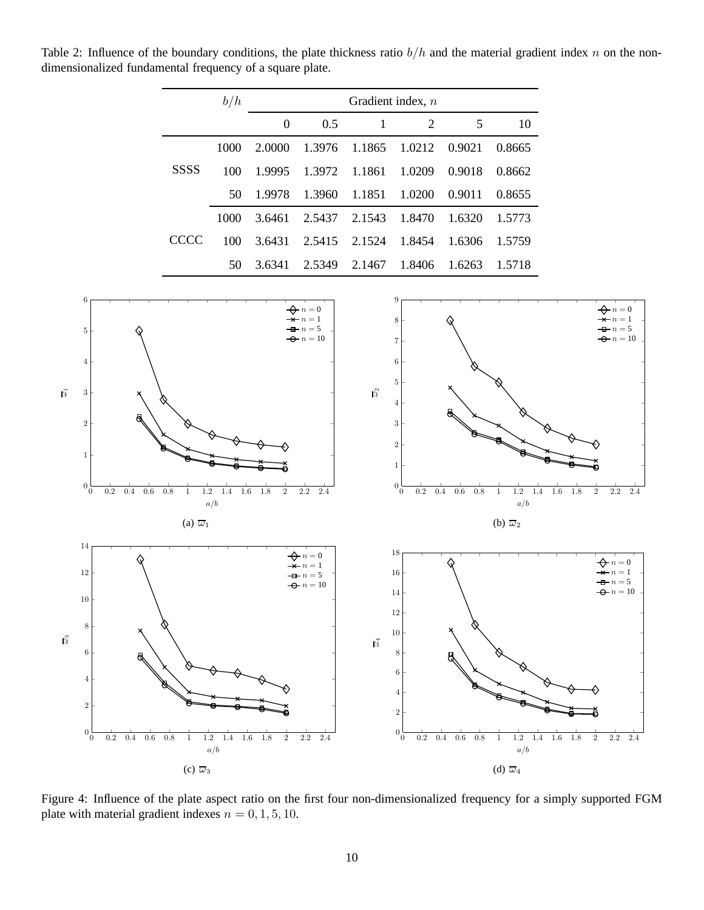Table 2: Influence of the boundary conditions, the plate thickness ratio $b/h$ and the material gradient index $n$ on the non-dimensionalized fundamental frequency of a square plate.

| | $b/h$ | Gradient index, $n$ | | | | | |
|---|---|---|---|---|---|---|---|
| | | 0 | 0.5 | 1 | 2 | 5 | 10 |
| SSSS | 1000 | 2.0000 | 1.3976 | 1.1865 | 1.0212 | 0.9021 | 0.8665 |
| | 100 | 1.9995 | 1.3972 | 1.1861 | 1.0209 | 0.9018 | 0.8662 |
| | 50 | 1.9978 | 1.3960 | 1.1851 | 1.0200 | 0.9011 | 0.8655 |
| CCCC | 1000 | 3.6461 | 2.5437 | 2.1543 | 1.8470 | 1.6320 | 1.5773 |
| | 100 | 3.6431 | 2.5415 | 2.1524 | 1.8454 | 1.6306 | 1.5759 |
| | 50 | 3.6341 | 2.5349 | 2.1467 | 1.8406 | 1.6263 | 1.5718 |

(a) $\overline{\omega}_1$

(b) $\overline{\omega}_2$

(c) $\overline{\omega}_3$

(d) $\overline{\omega}_4$

Figure 4: Influence of the plate aspect ratio on the first four non-dimensionalized frequency for a simply supported FGM plate with material gradient indexes $n = 0, 1, 5, 10$.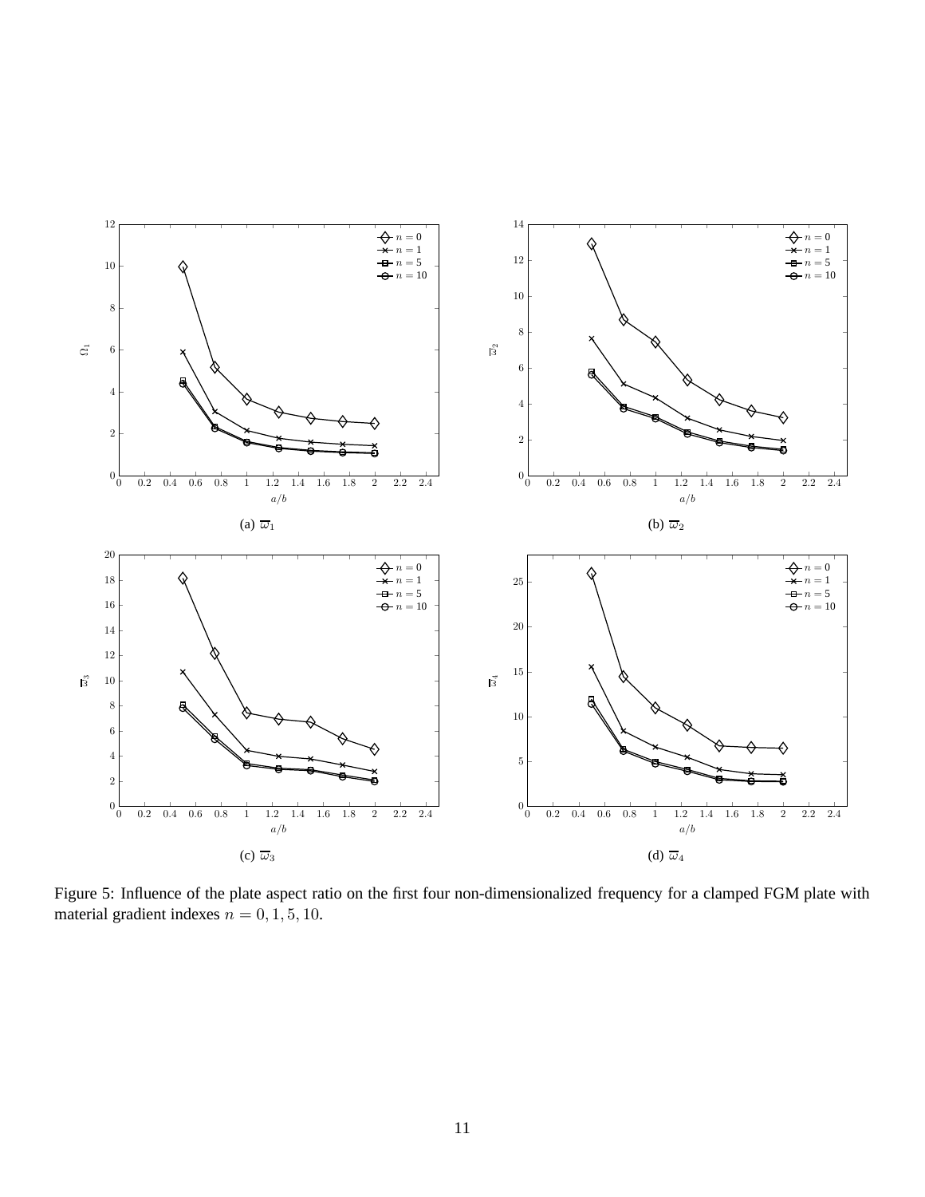(a) $\overline{\omega}_1$

(b) $\overline{\omega}_2$

(c) $\overline{\omega}_3$

(d) $\overline{\omega}_4$

Figure 5: Influence of the plate aspect ratio on the first four non-dimensionalized frequency for a clamped FGM plate with material gradient indexes $n = 0, 1, 5, 10$.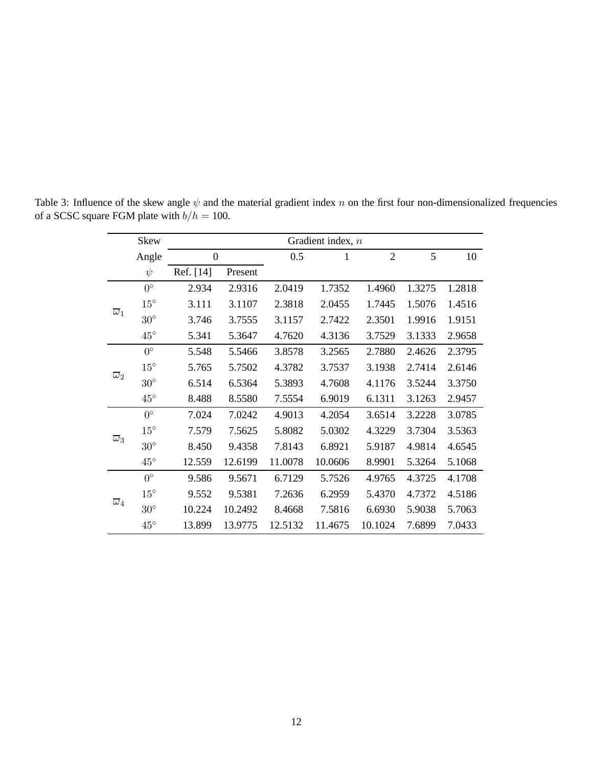Table 3: Influence of the skew angle $\psi$ and the material gradient index $n$ on the first four non-dimensionalized frequencies of a SCSC square FGM plate with $b/h$ = 100.

| | Skew | Gradient index, $n$ | | | | | | |
|---|---|---|---|---|---|---|---|---|
| | Angle | 0 | | 0.5 | 1 | 2 | 5 | 10 |
| | $\psi$ | Ref. [14] | Present | | | | | |
| $\overline{\omega}_1$ | $0^\circ$ | 2.934 | 2.9316 | 2.0419 | 1.7352 | 1.4960 | 1.3275 | 1.2818 |
| | $15^\circ$ | 3.111 | 3.1107 | 2.3818 | 2.0455 | 1.7445 | 1.5076 | 1.4516 |
| | $30^\circ$ | 3.746 | 3.7555 | 3.1157 | 2.7422 | 2.3501 | 1.9916 | 1.9151 |
| | $45^\circ$ | 5.341 | 5.3647 | 4.7620 | 4.3136 | 3.7529 | 3.1333 | 2.9658 |
| $\overline{\omega}_2$ | $0^\circ$ | 5.548 | 5.5466 | 3.8578 | 3.2565 | 2.7880 | 2.4626 | 2.3795 |
| | $15^\circ$ | 5.765 | 5.7502 | 4.3782 | 3.7537 | 3.1938 | 2.7414 | 2.6146 |
| | $30^\circ$ | 6.514 | 6.5364 | 5.3893 | 4.7608 | 4.1176 | 3.5244 | 3.3750 |
| | $45^\circ$ | 8.488 | 8.5580 | 7.5554 | 6.9019 | 6.1311 | 3.1263 | 2.9457 |
| $\overline{\omega}_3$ | $0^\circ$ | 7.024 | 7.0242 | 4.9013 | 4.2054 | 3.6514 | 3.2228 | 3.0785 |
| | $15^\circ$ | 7.579 | 7.5625 | 5.8082 | 5.0302 | 4.3229 | 3.7304 | 3.5363 |
| | $30^\circ$ | 8.450 | 9.4358 | 7.8143 | 6.8921 | 5.9187 | 4.9814 | 4.6545 |
| | $45^\circ$ | 12.559 | 12.6199 | 11.0078 | 10.0606 | 8.9901 | 5.3264 | 5.1068 |
| $\overline{\omega}_4$ | $0^\circ$ | 9.586 | 9.5671 | 6.7129 | 5.7526 | 4.9765 | 4.3725 | 4.1708 |
| | $15^\circ$ | 9.552 | 9.5381 | 7.2636 | 6.2959 | 5.4370 | 4.7372 | 4.5186 |
| | $30^\circ$ | 10.224 | 10.2492 | 8.4668 | 7.5816 | 6.6930 | 5.9038 | 5.7063 |
| | $45^\circ$ | 13.899 | 13.9775 | 12.5132 | 11.4675 | 10.1024 | 7.6899 | 7.0433 |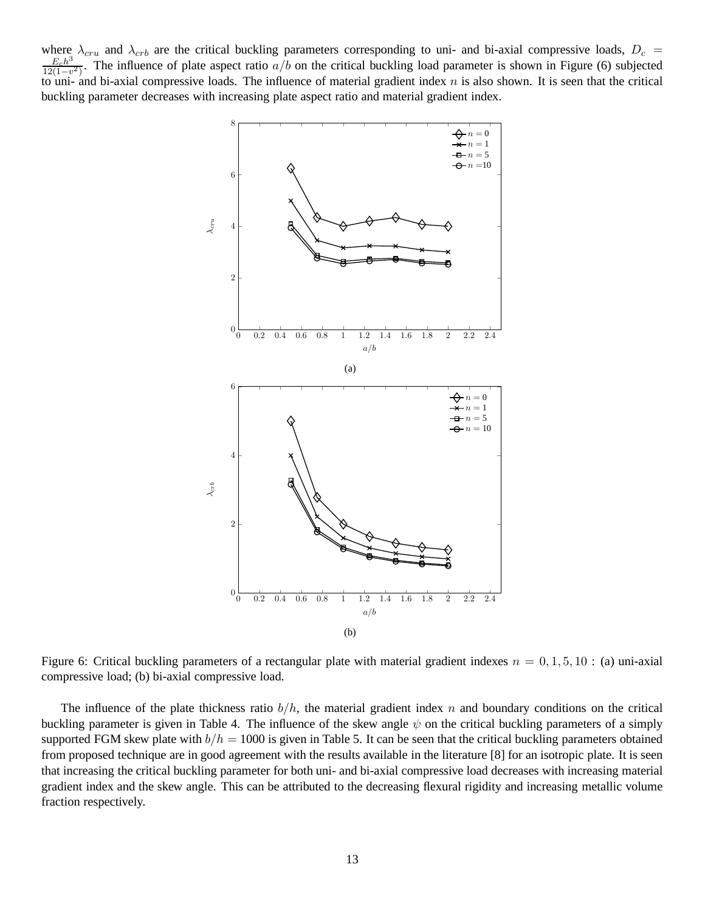where $\lambda_{cru}$ and $\lambda_{crb}$ are the critical buckling parameters corresponding to uni- and bi-axial compressive loads, $D_c = \frac{E_c h^3}{12(1-\upsilon^2)}$. The influence of plate aspect ratio $a/b$ on the critical buckling load parameter is shown in Figure (6) subjected to uni- and bi-axial compressive loads. The influence of material gradient index $n$ is also shown. It is seen that the critical buckling parameter decreases with increasing plate aspect ratio and material gradient index.

Figure 6: Critical buckling parameters of a rectangular plate with material gradient indexes $n = 0, 1, 5, 10$ : (a) uni-axial compressive load; (b) bi-axial compressive load.

The influence of the plate thickness ratio $b/h$, the material gradient index $n$ and boundary conditions on the critical buckling parameter is given in Table 4. The influence of the skew angle $\psi$ on the critical buckling parameters of a simply supported FGM skew plate with $b/h = 1000$ is given in Table 5. It can be seen that the critical buckling parameters obtained from proposed technique are in good agreement with the results available in the literature [8] for an isotropic plate. It is seen that increasing the critical buckling parameter for both uni- and bi-axial compressive load decreases with increasing material gradient index and the skew angle. This can be attributed to the decreasing flexural rigidity and increasing metallic volume fraction respectively.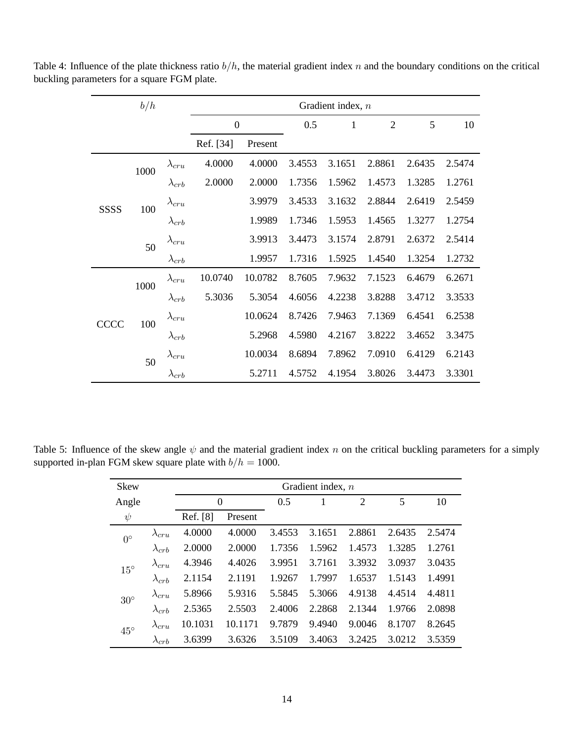Table 4: Influence of the plate thickness ratio $b/h$, the material gradient index $n$ and the boundary conditions on the critical buckling parameters for a square FGM plate.

| | $b/h$ | | Gradient index, $n$ | | | | | | |
|---|---|---|---|---|---|---|---|---|---|
| | | | 0 | | 0.5 | 1 | 2 | 5 | 10 |
| | | | Ref. [34] | Present | | | | | |
| SSSS | 1000 | $\lambda_{cru}$ | 4.0000 | 4.0000 | 3.4553 | 3.1651 | 2.8861 | 2.6435 | 2.5474 |
| | | $\lambda_{crb}$ | 2.0000 | 2.0000 | 1.7356 | 1.5962 | 1.4573 | 1.3285 | 1.2761 |
| | 100 | $\lambda_{cru}$ | | 3.9979 | 3.4533 | 3.1632 | 2.8844 | 2.6419 | 2.5459 |
| | | $\lambda_{crb}$ | | 1.9989 | 1.7346 | 1.5953 | 1.4565 | 1.3277 | 1.2754 |
| | 50 | $\lambda_{cru}$ | | 3.9913 | 3.4473 | 3.1574 | 2.8791 | 2.6372 | 2.5414 |
| | | $\lambda_{crb}$ | | 1.9957 | 1.7316 | 1.5925 | 1.4540 | 1.3254 | 1.2732 |
| CCCC | 1000 | $\lambda_{cru}$ | 10.0740 | 10.0782 | 8.7605 | 7.9632 | 7.1523 | 6.4679 | 6.2671 |
| | | $\lambda_{crb}$ | 5.3036 | 5.3054 | 4.6056 | 4.2238 | 3.8288 | 3.4712 | 3.3533 |
| | 100 | $\lambda_{cru}$ | | 10.0624 | 8.7426 | 7.9463 | 7.1369 | 6.4541 | 6.2538 |
| | | $\lambda_{crb}$ | | 5.2968 | 4.5980 | 4.2167 | 3.8222 | 3.4652 | 3.3475 |
| | 50 | $\lambda_{cru}$ | | 10.0034 | 8.6894 | 7.8962 | 7.0910 | 6.4129 | 6.2143 |
| | | $\lambda_{crb}$ | | 5.2711 | 4.5752 | 4.1954 | 3.8026 | 3.4473 | 3.3301 |

Table 5: Influence of the skew angle $\psi$ and the material gradient index $n$ on the critical buckling parameters for a simply supported in-plan FGM skew square plate with $b/h = 1000$.

| Skew Angle $\psi$ | | Gradient index, $n$ | | | | | | |
|---|---|---|---|---|---|---|---|---|
| | | 0 | | 0.5 | 1 | 2 | 5 | 10 |
| | | Ref. [8] | Present | | | | | |
| $0^\circ$ | $\lambda_{cru}$ | 4.0000 | 4.0000 | 3.4553 | 3.1651 | 2.8861 | 2.6435 | 2.5474 |
| | $\lambda_{crb}$ | 2.0000 | 2.0000 | 1.7356 | 1.5962 | 1.4573 | 1.3285 | 1.2761 |
| $15^\circ$ | $\lambda_{cru}$ | 4.3946 | 4.4026 | 3.9951 | 3.7161 | 3.3932 | 3.0937 | 3.0435 |
| | $\lambda_{crb}$ | 2.1154 | 2.1191 | 1.9267 | 1.7997 | 1.6537 | 1.5143 | 1.4991 |
| $30^\circ$ | $\lambda_{cru}$ | 5.8966 | 5.9316 | 5.5845 | 5.3066 | 4.9138 | 4.4514 | 4.4811 |
| | $\lambda_{crb}$ | 2.5365 | 2.5503 | 2.4006 | 2.2868 | 2.1344 | 1.9766 | 2.0898 |
| $45^\circ$ | $\lambda_{cru}$ | 10.1031 | 10.1171 | 9.7879 | 9.4940 | 9.0046 | 8.1707 | 8.2645 |
| | $\lambda_{crb}$ | 3.6399 | 3.6326 | 3.5109 | 3.4063 | 3.2425 | 3.0212 | 3.5359 |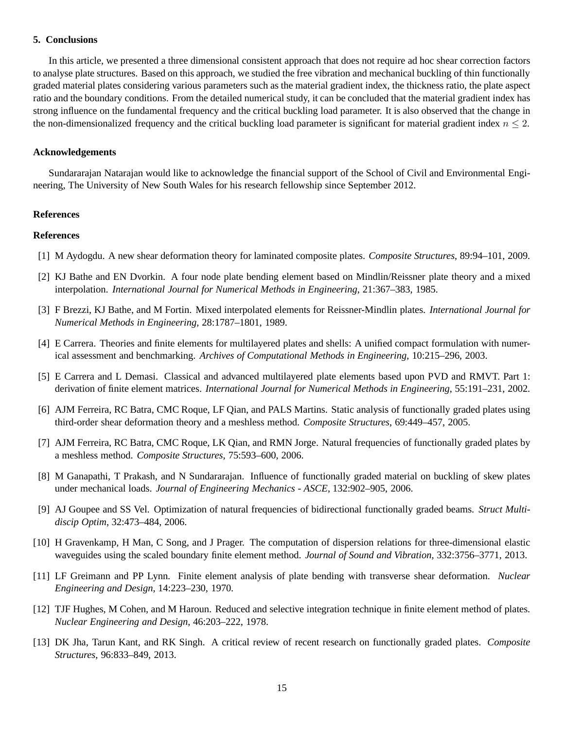## 5. Conclusions

In this article, we presented a three dimensional consistent approach that does not require ad hoc shear correction factors to analyse plate structures. Based on this approach, we studied the free vibration and mechanical buckling of thin functionally graded material plates considering various parameters such as the material gradient index, the thickness ratio, the plate aspect ratio and the boundary conditions. From the detailed numerical study, it can be concluded that the material gradient index has strong influence on the fundamental frequency and the critical buckling load parameter. It is also observed that the change in the non-dimensionalized frequency and the critical buckling load parameter is significant for material gradient index $n \leq 2$.

## Acknowledgements

Sundararajan Natarajan would like to acknowledge the financial support of the School of Civil and Environmental Engineering, The University of New South Wales for his research fellowship since September 2012.

## References

## References

[1] M Aydogdu. A new shear deformation theory for laminated composite plates. *Composite Structures*, 89:94–101, 2009.

[2] KJ Bathe and EN Dvorkin. A four node plate bending element based on Mindlin/Reissner plate theory and a mixed interpolation. *International Journal for Numerical Methods in Engineering*, 21:367–383, 1985.

[3] F Brezzi, KJ Bathe, and M Fortin. Mixed interpolated elements for Reissner-Mindlin plates. *International Journal for Numerical Methods in Engineering*, 28:1787–1801, 1989.

[4] E Carrera. Theories and finite elements for multilayered plates and shells: A unified compact formulation with numerical assessment and benchmarking. *Archives of Computational Methods in Engineering*, 10:215–296, 2003.

[5] E Carrera and L Demasi. Classical and advanced multilayered plate elements based upon PVD and RMVT. Part 1: derivation of finite element matrices. *International Journal for Numerical Methods in Engineering*, 55:191–231, 2002.

[6] AJM Ferreira, RC Batra, CMC Roque, LF Qian, and PALS Martins. Static analysis of functionally graded plates using third-order shear deformation theory and a meshless method. *Composite Structures*, 69:449–457, 2005.

[7] AJM Ferreira, RC Batra, CMC Roque, LK Qian, and RMN Jorge. Natural frequencies of functionally graded plates by a meshless method. *Composite Structures*, 75:593–600, 2006.

[8] M Ganapathi, T Prakash, and N Sundararajan. Influence of functionally graded material on buckling of skew plates under mechanical loads. *Journal of Engineering Mechanics - ASCE*, 132:902–905, 2006.

[9] AJ Goupee and SS Vel. Optimization of natural frequencies of bidirectional functionally graded beams. *Struct Multidiscip Optim*, 32:473–484, 2006.

[10] H Gravenkamp, H Man, C Song, and J Prager. The computation of dispersion relations for three-dimensional elastic waveguides using the scaled boundary finite element method. *Journal of Sound and Vibration*, 332:3756–3771, 2013.

[11] LF Greimann and PP Lynn. Finite element analysis of plate bending with transverse shear deformation. *Nuclear Engineering and Design*, 14:223–230, 1970.

[12] TJF Hughes, M Cohen, and M Haroun. Reduced and selective integration technique in finite element method of plates. *Nuclear Engineering and Design*, 46:203–222, 1978.

[13] DK Jha, Tarun Kant, and RK Singh. A critical review of recent research on functionally graded plates. *Composite Structures*, 96:833–849, 2013.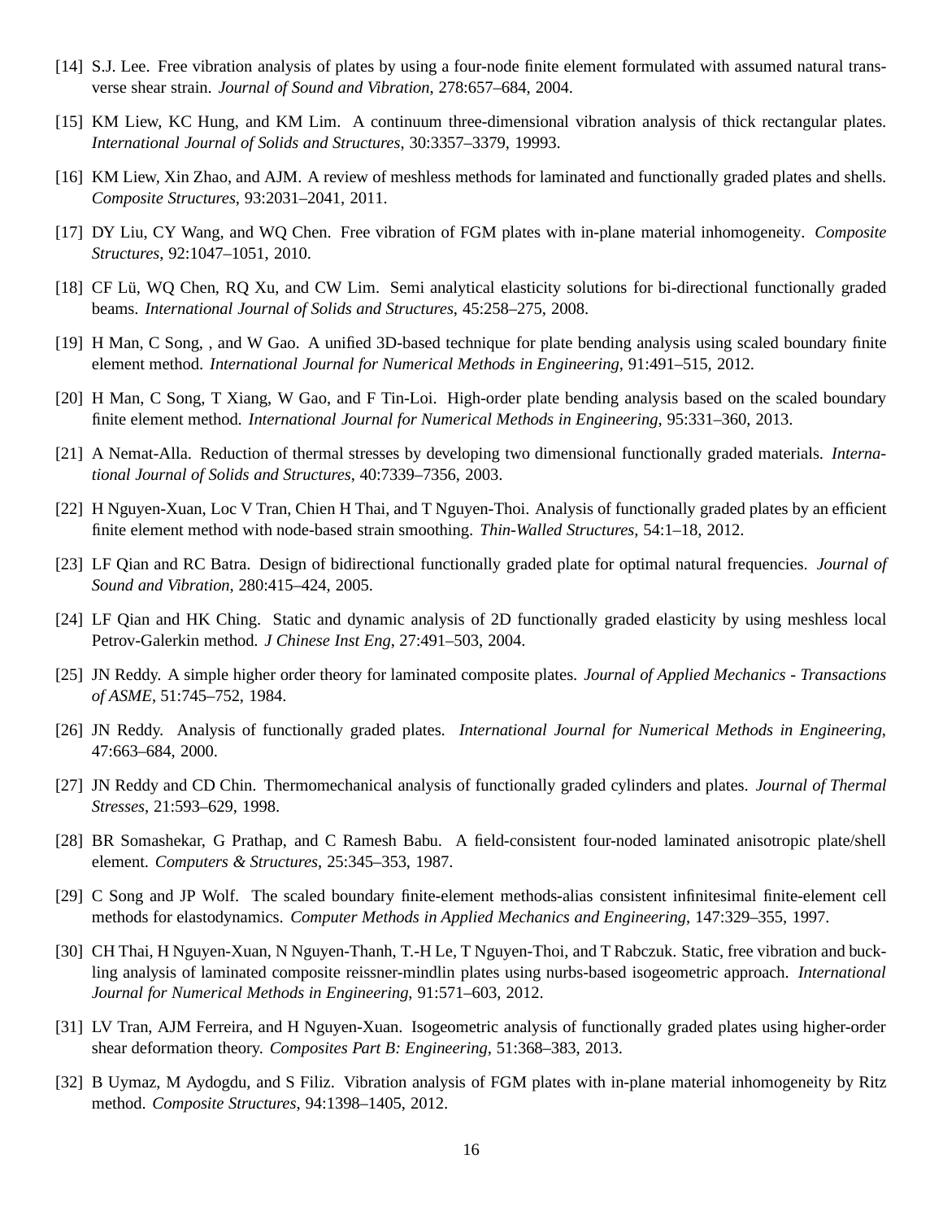[14] S.J. Lee. Free vibration analysis of plates by using a four-node finite element formulated with assumed natural transverse shear strain. *Journal of Sound and Vibration*, 278:657–684, 2004.

[15] KM Liew, KC Hung, and KM Lim. A continuum three-dimensional vibration analysis of thick rectangular plates. *International Journal of Solids and Structures*, 30:3357–3379, 19993.

[16] KM Liew, Xin Zhao, and AJM. A review of meshless methods for laminated and functionally graded plates and shells. *Composite Structures*, 93:2031–2041, 2011.

[17] DY Liu, CY Wang, and WQ Chen. Free vibration of FGM plates with in-plane material inhomogeneity. *Composite Structures*, 92:1047–1051, 2010.

[18] CF Lü, WQ Chen, RQ Xu, and CW Lim. Semi analytical elasticity solutions for bi-directional functionally graded beams. *International Journal of Solids and Structures*, 45:258–275, 2008.

[19] H Man, C Song, , and W Gao. A unified 3D-based technique for plate bending analysis using scaled boundary finite element method. *International Journal for Numerical Methods in Engineering*, 91:491–515, 2012.

[20] H Man, C Song, T Xiang, W Gao, and F Tin-Loi. High-order plate bending analysis based on the scaled boundary finite element method. *International Journal for Numerical Methods in Engineering*, 95:331–360, 2013.

[21] A Nemat-Alla. Reduction of thermal stresses by developing two dimensional functionally graded materials. *International Journal of Solids and Structures*, 40:7339–7356, 2003.

[22] H Nguyen-Xuan, Loc V Tran, Chien H Thai, and T Nguyen-Thoi. Analysis of functionally graded plates by an efficient finite element method with node-based strain smoothing. *Thin-Walled Structures*, 54:1–18, 2012.

[23] LF Qian and RC Batra. Design of bidirectional functionally graded plate for optimal natural frequencies. *Journal of Sound and Vibration*, 280:415–424, 2005.

[24] LF Qian and HK Ching. Static and dynamic analysis of 2D functionally graded elasticity by using meshless local Petrov-Galerkin method. *J Chinese Inst Eng*, 27:491–503, 2004.

[25] JN Reddy. A simple higher order theory for laminated composite plates. *Journal of Applied Mechanics - Transactions of ASME*, 51:745–752, 1984.

[26] JN Reddy. Analysis of functionally graded plates. *International Journal for Numerical Methods in Engineering*, 47:663–684, 2000.

[27] JN Reddy and CD Chin. Thermomechanical analysis of functionally graded cylinders and plates. *Journal of Thermal Stresses*, 21:593–629, 1998.

[28] BR Somashekar, G Prathap, and C Ramesh Babu. A field-consistent four-noded laminated anisotropic plate/shell element. *Computers & Structures*, 25:345–353, 1987.

[29] C Song and JP Wolf. The scaled boundary finite-element methods-alias consistent infinitesimal finite-element cell methods for elastodynamics. *Computer Methods in Applied Mechanics and Engineering*, 147:329–355, 1997.

[30] CH Thai, H Nguyen-Xuan, N Nguyen-Thanh, T.-H Le, T Nguyen-Thoi, and T Rabczuk. Static, free vibration and buckling analysis of laminated composite reissner-mindlin plates using nurbs-based isogeometric approach. *International Journal for Numerical Methods in Engineering*, 91:571–603, 2012.

[31] LV Tran, AJM Ferreira, and H Nguyen-Xuan. Isogeometric analysis of functionally graded plates using higher-order shear deformation theory. *Composites Part B: Engineering*, 51:368–383, 2013.

[32] B Uymaz, M Aydogdu, and S Filiz. Vibration analysis of FGM plates with in-plane material inhomogeneity by Ritz method. *Composite Structures*, 94:1398–1405, 2012.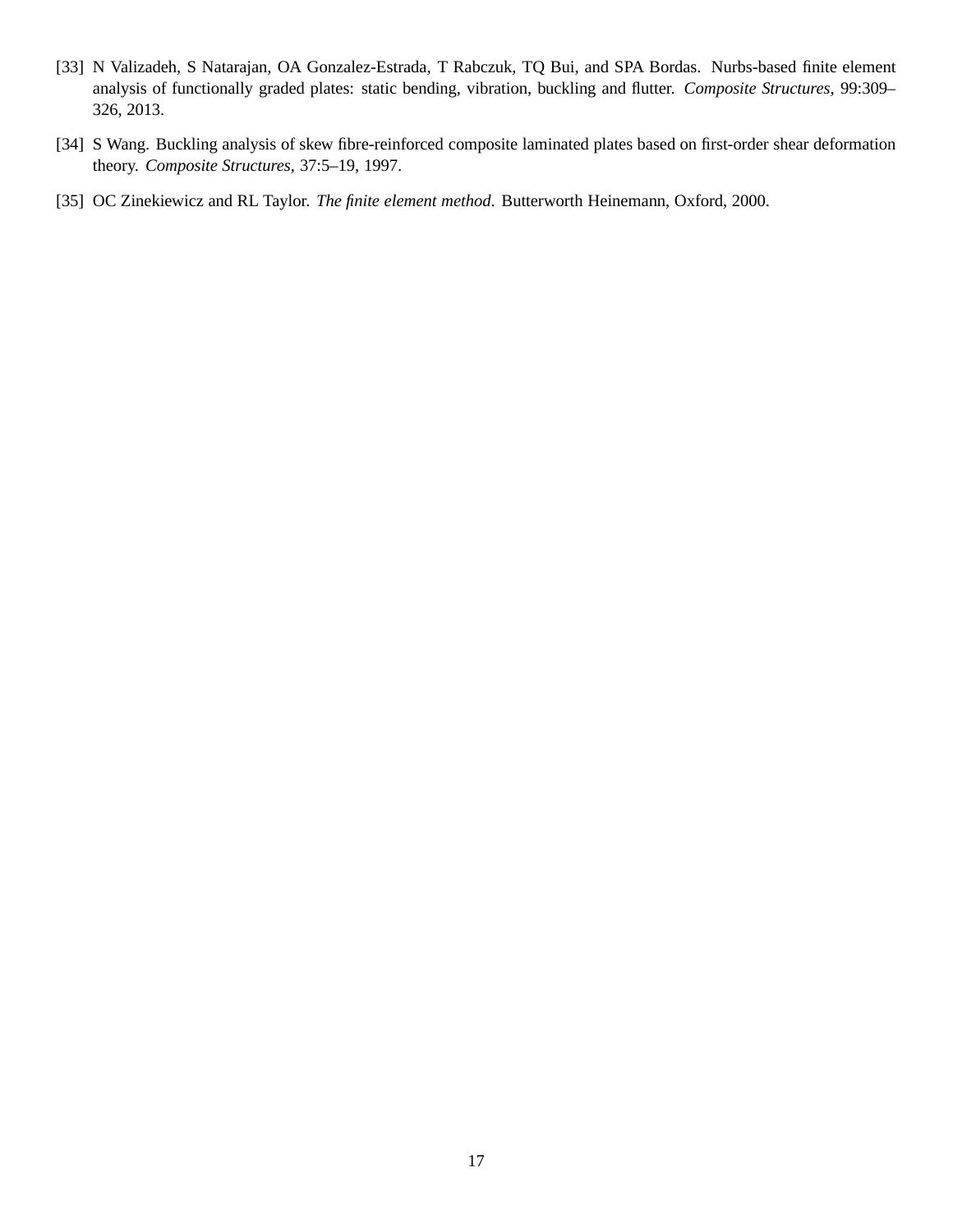[33] N Valizadeh, S Natarajan, OA Gonzalez-Estrada, T Rabczuk, TQ Bui, and SPA Bordas. Nurbs-based finite element analysis of functionally graded plates: static bending, vibration, buckling and flutter. *Composite Structures*, 99:309–326, 2013.

[34] S Wang. Buckling analysis of skew fibre-reinforced composite laminated plates based on first-order shear deformation theory. *Composite Structures*, 37:5–19, 1997.

[35] OC Zinekiewicz and RL Taylor. *The finite element method*. Butterworth Heinemann, Oxford, 2000.